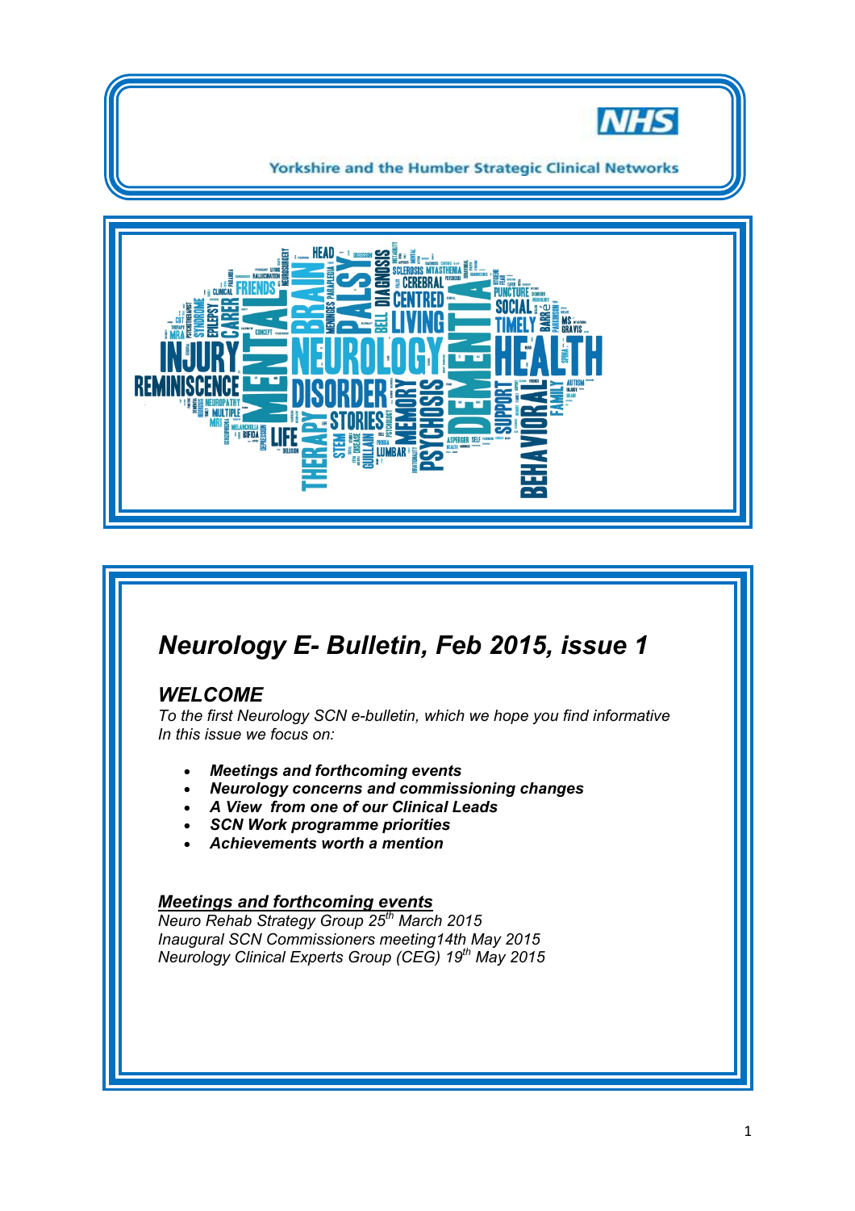NHS

Yorkshire and the Humber Strategic Clinical Networks

# *Neurology E- Bulletin, Feb 2015, issue 1*

## *WELCOME*

*To the first Neurology SCN e-bulletin, which we hope you find informative*
*In this issue we focus on:*

- ***Meetings and forthcoming events***
- ***Neurology concerns and commissioning changes***
- ***A View from one of our Clinical Leads***
- ***SCN Work programme priorities***
- ***Achievements worth a mention***

### ***Meetings and forthcoming events***

*Neuro Rehab Strategy Group 25th March 2015*
*Inaugural SCN Commissioners meeting14th May 2015*
*Neurology Clinical Experts Group (CEG) 19th May 2015*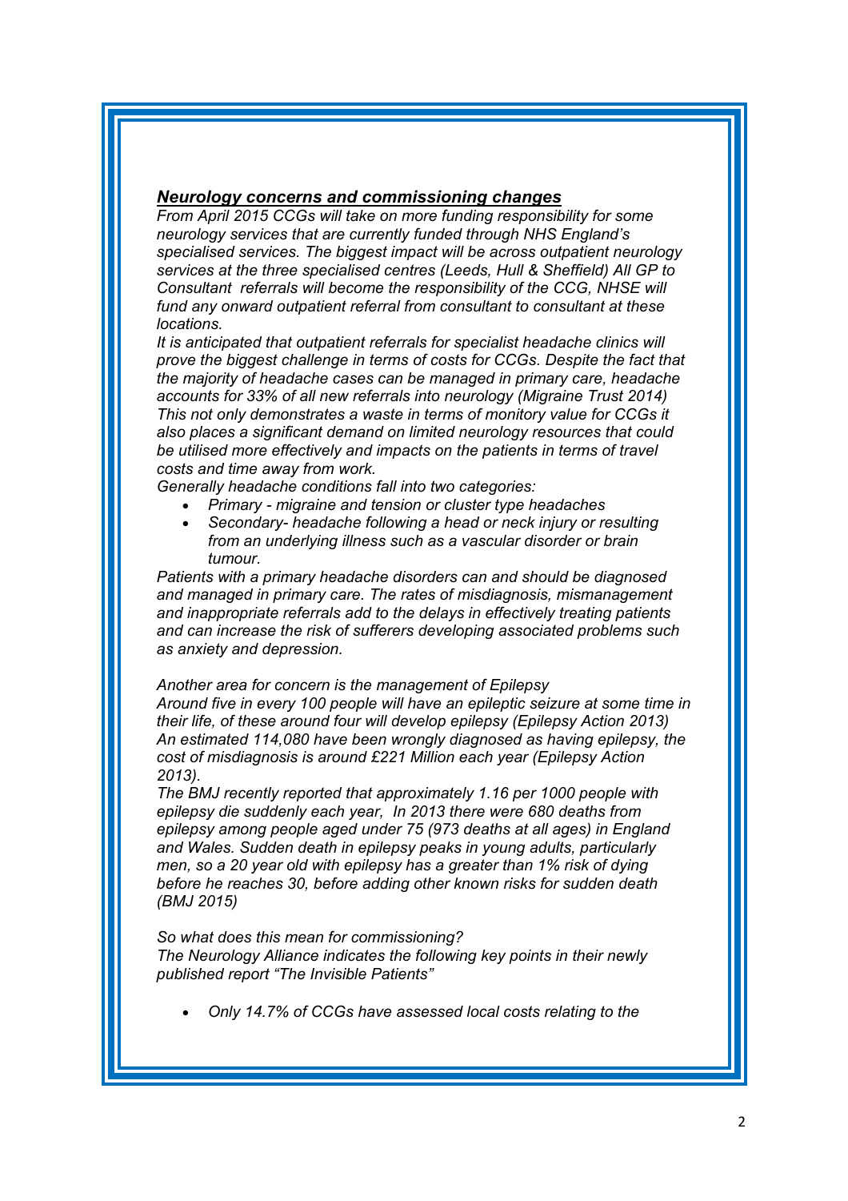## ***Neurology concerns and commissioning changes***

*From April 2015 CCGs will take on more funding responsibility for some neurology services that are currently funded through NHS England's specialised services. The biggest impact will be across outpatient neurology services at the three specialised centres (Leeds, Hull & Sheffield) All GP to Consultant referrals will become the responsibility of the CCG, NHSE will fund any onward outpatient referral from consultant to consultant at these locations.*

*It is anticipated that outpatient referrals for specialist headache clinics will prove the biggest challenge in terms of costs for CCGs. Despite the fact that the majority of headache cases can be managed in primary care, headache accounts for 33% of all new referrals into neurology (Migraine Trust 2014) This not only demonstrates a waste in terms of monitory value for CCGs it also places a significant demand on limited neurology resources that could be utilised more effectively and impacts on the patients in terms of travel costs and time away from work.*

*Generally headache conditions fall into two categories:*

- *Primary - migraine and tension or cluster type headaches*
- *Secondary- headache following a head or neck injury or resulting from an underlying illness such as a vascular disorder or brain tumour.*

*Patients with a primary headache disorders can and should be diagnosed and managed in primary care. The rates of misdiagnosis, mismanagement and inappropriate referrals add to the delays in effectively treating patients and can increase the risk of sufferers developing associated problems such as anxiety and depression.*

*Another area for concern is the management of Epilepsy*

*Around five in every 100 people will have an epileptic seizure at some time in their life, of these around four will develop epilepsy (Epilepsy Action 2013) An estimated 114,080 have been wrongly diagnosed as having epilepsy, the cost of misdiagnosis is around £221 Million each year (Epilepsy Action 2013).*

*The BMJ recently reported that approximately 1.16 per 1000 people with epilepsy die suddenly each year, In 2013 there were 680 deaths from epilepsy among people aged under 75 (973 deaths at all ages) in England and Wales. Sudden death in epilepsy peaks in young adults, particularly men, so a 20 year old with epilepsy has a greater than 1% risk of dying before he reaches 30, before adding other known risks for sudden death (BMJ 2015)*

*So what does this mean for commissioning?*

*The Neurology Alliance indicates the following key points in their newly published report "The Invisible Patients"*

- *Only 14.7% of CCGs have assessed local costs relating to the*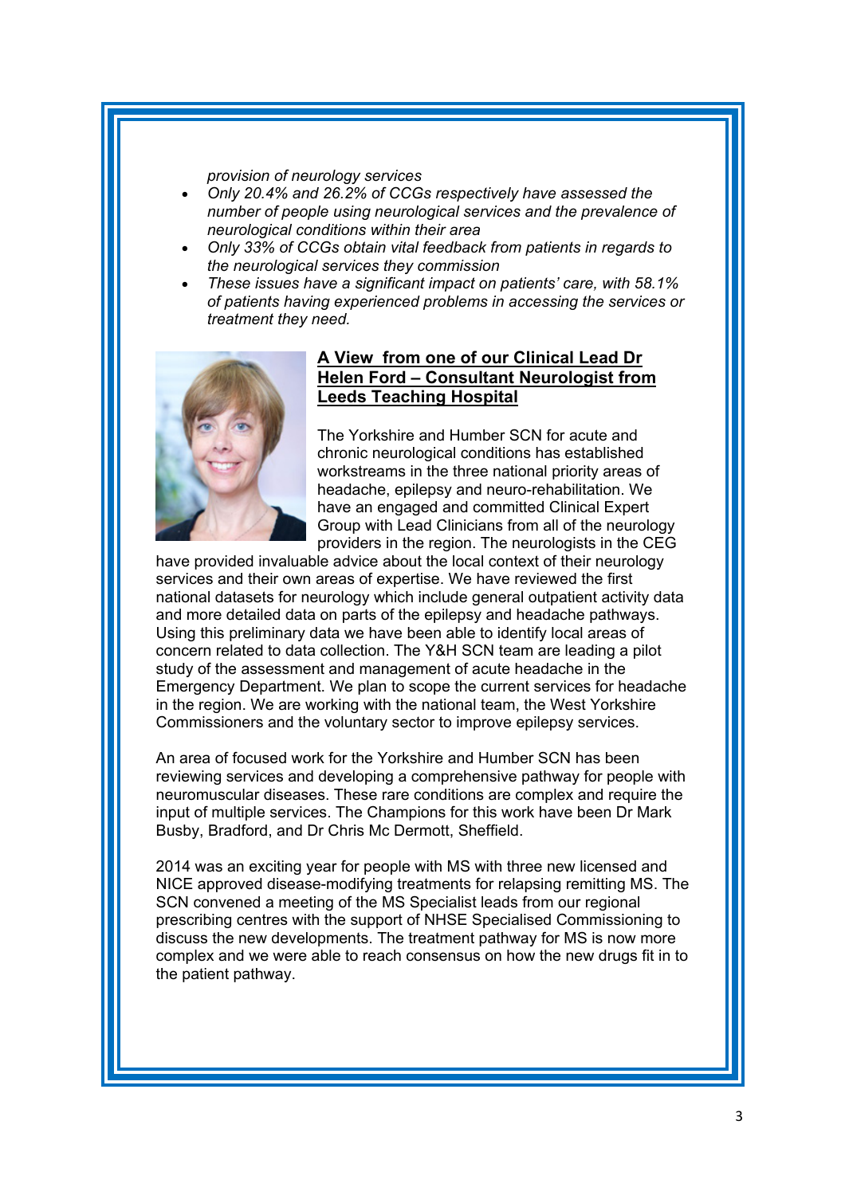*provision of neurology services*

- *Only 20.4% and 26.2% of CCGs respectively have assessed the number of people using neurological services and the prevalence of neurological conditions within their area*
- *Only 33% of CCGs obtain vital feedback from patients in regards to the neurological services they commission*
- *These issues have a significant impact on patients' care, with 58.1% of patients having experienced problems in accessing the services or treatment they need.*

**A View from one of our Clinical Lead Dr Helen Ford – Consultant Neurologist from Leeds Teaching Hospital**

The Yorkshire and Humber SCN for acute and chronic neurological conditions has established workstreams in the three national priority areas of headache, epilepsy and neuro-rehabilitation. We have an engaged and committed Clinical Expert Group with Lead Clinicians from all of the neurology providers in the region. The neurologists in the CEG have provided invaluable advice about the local context of their neurology services and their own areas of expertise. We have reviewed the first national datasets for neurology which include general outpatient activity data and more detailed data on parts of the epilepsy and headache pathways. Using this preliminary data we have been able to identify local areas of concern related to data collection. The Y&H SCN team are leading a pilot study of the assessment and management of acute headache in the Emergency Department. We plan to scope the current services for headache in the region. We are working with the national team, the West Yorkshire Commissioners and the voluntary sector to improve epilepsy services.

An area of focused work for the Yorkshire and Humber SCN has been reviewing services and developing a comprehensive pathway for people with neuromuscular diseases. These rare conditions are complex and require the input of multiple services. The Champions for this work have been Dr Mark Busby, Bradford, and Dr Chris Mc Dermott, Sheffield.

2014 was an exciting year for people with MS with three new licensed and NICE approved disease-modifying treatments for relapsing remitting MS. The SCN convened a meeting of the MS Specialist leads from our regional prescribing centres with the support of NHSE Specialised Commissioning to discuss the new developments. The treatment pathway for MS is now more complex and we were able to reach consensus on how the new drugs fit in to the patient pathway.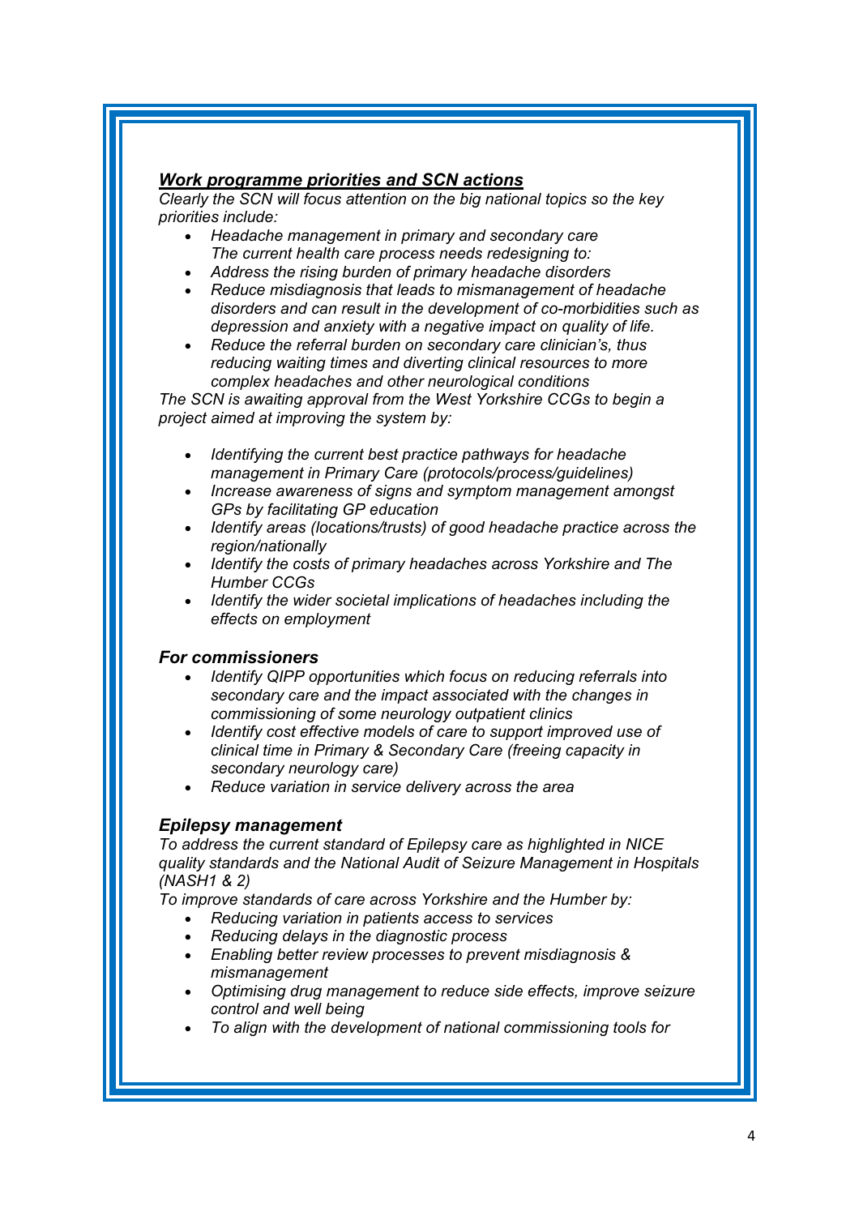## ***Work programme priorities and SCN actions***

*Clearly the SCN will focus attention on the big national topics so the key priorities include:*

- *Headache management in primary and secondary care*
  *The current health care process needs redesigning to:*
- *Address the rising burden of primary headache disorders*
- *Reduce misdiagnosis that leads to mismanagement of headache disorders and can result in the development of co-morbidities such as depression and anxiety with a negative impact on quality of life.*
- *Reduce the referral burden on secondary care clinician's, thus reducing waiting times and diverting clinical resources to more complex headaches and other neurological conditions*

*The SCN is awaiting approval from the West Yorkshire CCGs to begin a project aimed at improving the system by:*

- *Identifying the current best practice pathways for headache management in Primary Care (protocols/process/guidelines)*
- *Increase awareness of signs and symptom management amongst GPs by facilitating GP education*
- *Identify areas (locations/trusts) of good headache practice across the region/nationally*
- *Identify the costs of primary headaches across Yorkshire and The Humber CCGs*
- *Identify the wider societal implications of headaches including the effects on employment*

### ***For commissioners***

- *Identify QIPP opportunities which focus on reducing referrals into secondary care and the impact associated with the changes in commissioning of some neurology outpatient clinics*
- *Identify cost effective models of care to support improved use of clinical time in Primary & Secondary Care (freeing capacity in secondary neurology care)*
- *Reduce variation in service delivery across the area*

### ***Epilepsy management***

*To address the current standard of Epilepsy care as highlighted in NICE quality standards and the National Audit of Seizure Management in Hospitals (NASH1 & 2)*

*To improve standards of care across Yorkshire and the Humber by:*

- *Reducing variation in patients access to services*
- *Reducing delays in the diagnostic process*
- *Enabling better review processes to prevent misdiagnosis & mismanagement*
- *Optimising drug management to reduce side effects, improve seizure control and well being*
- *To align with the development of national commissioning tools for*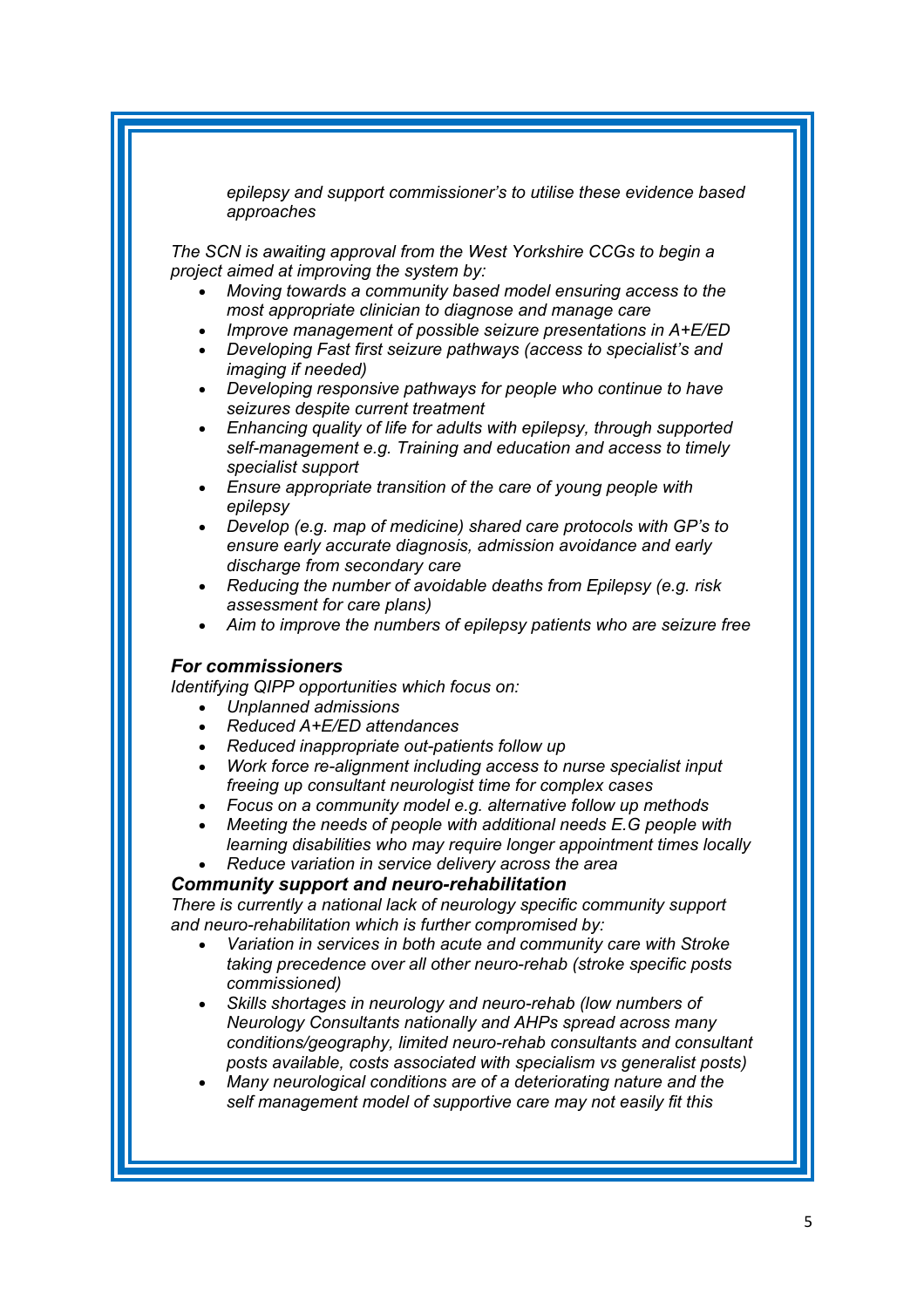*epilepsy and support commissioner's to utilise these evidence based approaches*

*The SCN is awaiting approval from the West Yorkshire CCGs to begin a project aimed at improving the system by:*

- *Moving towards a community based model ensuring access to the most appropriate clinician to diagnose and manage care*
- *Improve management of possible seizure presentations in A+E/ED*
- *Developing Fast first seizure pathways (access to specialist's and imaging if needed)*
- *Developing responsive pathways for people who continue to have seizures despite current treatment*
- *Enhancing quality of life for adults with epilepsy, through supported self-management e.g. Training and education and access to timely specialist support*
- *Ensure appropriate transition of the care of young people with epilepsy*
- *Develop (e.g. map of medicine) shared care protocols with GP's to ensure early accurate diagnosis, admission avoidance and early discharge from secondary care*
- *Reducing the number of avoidable deaths from Epilepsy (e.g. risk assessment for care plans)*
- *Aim to improve the numbers of epilepsy patients who are seizure free*

***For commissioners***

*Identifying QIPP opportunities which focus on:*

- *Unplanned admissions*
- *Reduced A+E/ED attendances*
- *Reduced inappropriate out-patients follow up*
- *Work force re-alignment including access to nurse specialist input freeing up consultant neurologist time for complex cases*
- *Focus on a community model e.g. alternative follow up methods*
- *Meeting the needs of people with additional needs E.G people with learning disabilities who may require longer appointment times locally*
- *Reduce variation in service delivery across the area*

***Community support and neuro-rehabilitation***

*There is currently a national lack of neurology specific community support and neuro-rehabilitation which is further compromised by:*

- *Variation in services in both acute and community care with Stroke taking precedence over all other neuro-rehab (stroke specific posts commissioned)*
- *Skills shortages in neurology and neuro-rehab (low numbers of Neurology Consultants nationally and AHPs spread across many conditions/geography, limited neuro-rehab consultants and consultant posts available, costs associated with specialism vs generalist posts)*
- *Many neurological conditions are of a deteriorating nature and the self management model of supportive care may not easily fit this*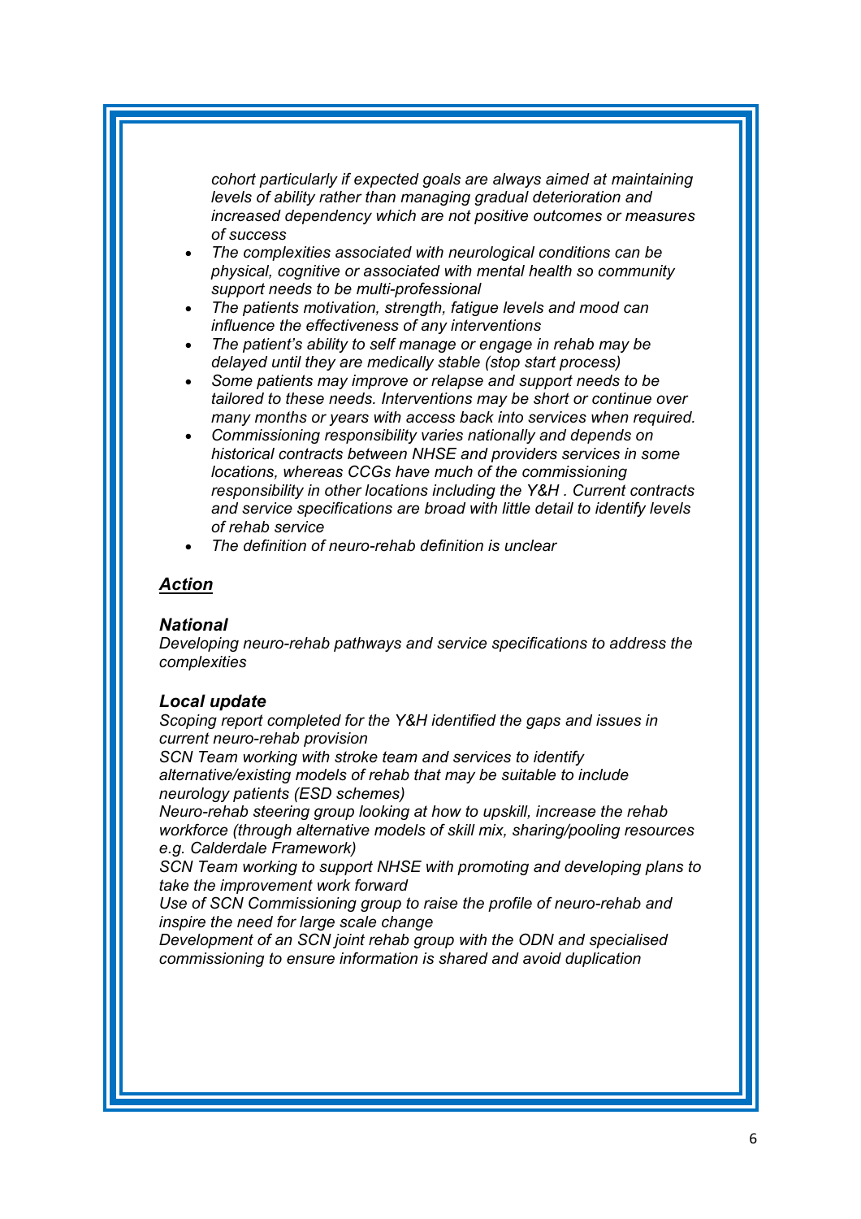*cohort particularly if expected goals are always aimed at maintaining levels of ability rather than managing gradual deterioration and increased dependency which are not positive outcomes or measures of success*

- *The complexities associated with neurological conditions can be physical, cognitive or associated with mental health so community support needs to be multi-professional*
- *The patients motivation, strength, fatigue levels and mood can influence the effectiveness of any interventions*
- *The patient's ability to self manage or engage in rehab may be delayed until they are medically stable (stop start process)*
- *Some patients may improve or relapse and support needs to be tailored to these needs. Interventions may be short or continue over many months or years with access back into services when required.*
- *Commissioning responsibility varies nationally and depends on historical contracts between NHSE and providers services in some locations, whereas CCGs have much of the commissioning responsibility in other locations including the Y&H . Current contracts and service specifications are broad with little detail to identify levels of rehab service*
- *The definition of neuro-rehab definition is unclear*

## ***Action***

### ***National***

*Developing neuro-rehab pathways and service specifications to address the complexities*

### ***Local update***

*Scoping report completed for the Y&H identified the gaps and issues in current neuro-rehab provision*

*SCN Team working with stroke team and services to identify alternative/existing models of rehab that may be suitable to include neurology patients (ESD schemes)*

*Neuro-rehab steering group looking at how to upskill, increase the rehab workforce (through alternative models of skill mix, sharing/pooling resources e.g. Calderdale Framework)*

*SCN Team working to support NHSE with promoting and developing plans to take the improvement work forward*

*Use of SCN Commissioning group to raise the profile of neuro-rehab and inspire the need for large scale change*

*Development of an SCN joint rehab group with the ODN and specialised commissioning to ensure information is shared and avoid duplication*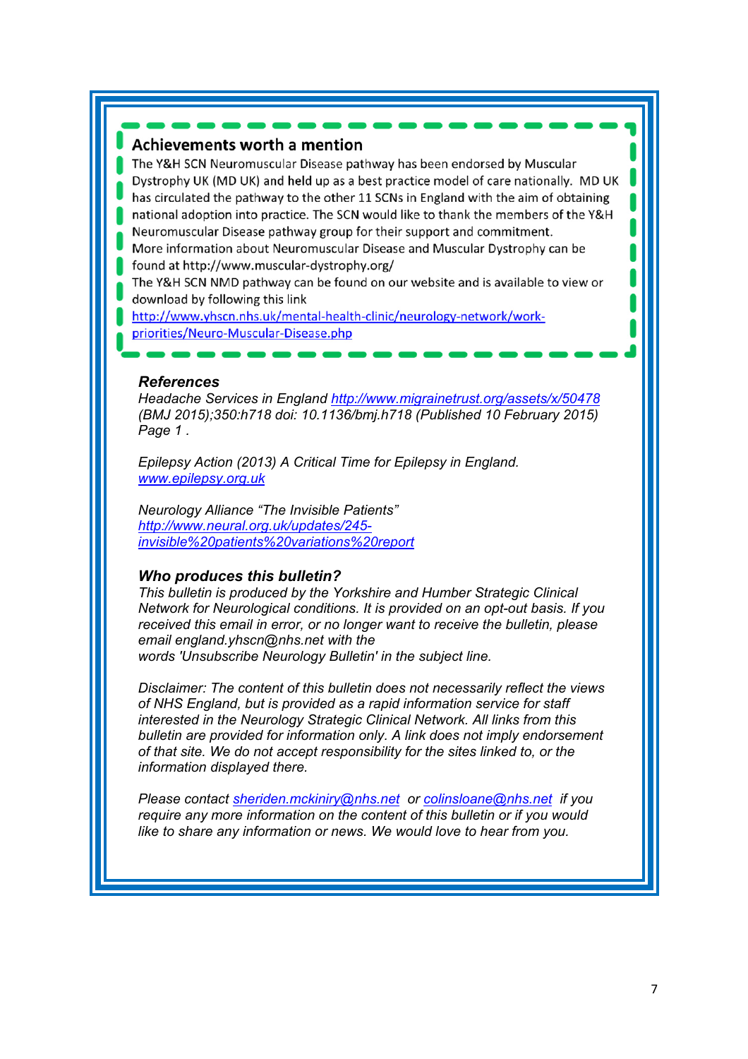## Achievements worth a mention

The Y&H SCN Neuromuscular Disease pathway has been endorsed by Muscular Dystrophy UK (MD UK) and held up as a best practice model of care nationally. MD UK has circulated the pathway to the other 11 SCNs in England with the aim of obtaining national adoption into practice. The SCN would like to thank the members of the Y&H Neuromuscular Disease pathway group for their support and commitment.
More information about Neuromuscular Disease and Muscular Dystrophy can be found at http://www.muscular-dystrophy.org/
The Y&H SCN NMD pathway can be found on our website and is available to view or download by following this link
http://www.yhscn.nhs.uk/mental-health-clinic/neurology-network/work-priorities/Neuro-Muscular-Disease.php

### *References*

*Headache Services in England http://www.migrainetrust.org/assets/x/50478 (BMJ 2015);350:h718 doi: 10.1136/bmj.h718 (Published 10 February 2015) Page 1 .*

*Epilepsy Action (2013) A Critical Time for Epilepsy in England. www.epilepsy.org.uk*

*Neurology Alliance "The Invisible Patients" http://www.neural.org.uk/updates/245-invisible%20patients%20variations%20report*

### *Who produces this bulletin?*

*This bulletin is produced by the Yorkshire and Humber Strategic Clinical Network for Neurological conditions. It is provided on an opt-out basis. If you received this email in error, or no longer want to receive the bulletin, please email england.yhscn@nhs.net with the words 'Unsubscribe Neurology Bulletin' in the subject line.*

*Disclaimer: The content of this bulletin does not necessarily reflect the views of NHS England, but is provided as a rapid information service for staff interested in the Neurology Strategic Clinical Network. All links from this bulletin are provided for information only. A link does not imply endorsement of that site. We do not accept responsibility for the sites linked to, or the information displayed there.*

*Please contact sheriden.mckiniry@nhs.net or colinsloane@nhs.net if you require any more information on the content of this bulletin or if you would like to share any information or news. We would love to hear from you.*